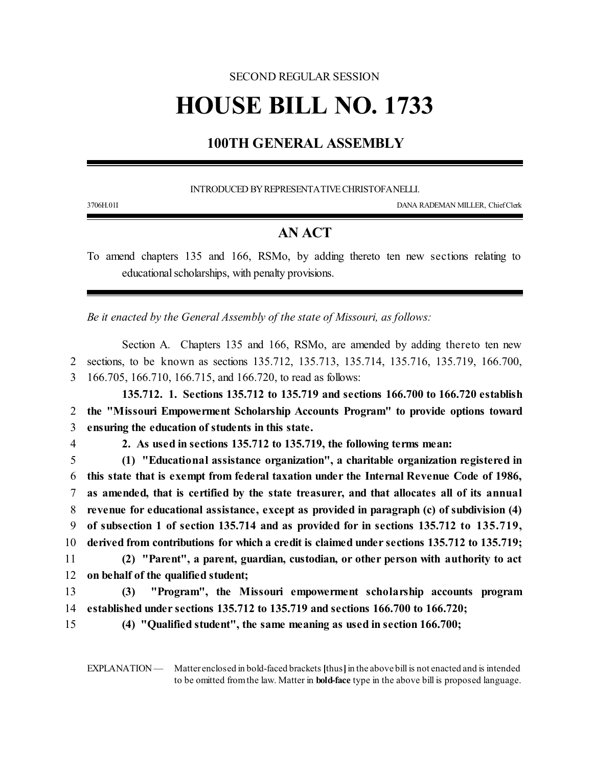SECOND REGULAR SESSION

# HOUSE BILL NO. 1733

## 100TH GENERAL ASSEMBLY

INTRODUCED BY REPRESENTATIVE CHRISTOFANELLI.

3706H.01I DANA RADEMAN MILLER, Chief Clerk

## AN ACT

To amend chapters 135 and 166, RSMo, by adding thereto ten new sections relating to educational scholarships, with penalty provisions.

*Be it enacted by the General Assembly of the state of Missouri, as follows:*

Section A. Chapters 135 and 166, RSMo, are amended by adding thereto ten new sections, to be known as sections 135.712, 135.713, 135.714, 135.716, 135.719, 166.700, 166.705, 166.710, 166.715, and 166.720, to read as follows:

**135.712. 1. Sections 135.712 to 135.719 and sections 166.700 to 166.720 establish the "Missouri Empowerment Scholarship Accounts Program" to provide options toward ensuring the education of students in this state.**

**2. As used in sections 135.712 to 135.719, the following terms mean:**

**(1) "Educational assistance organization", a charitable organization registered in this state that is exempt from federal taxation under the Internal Revenue Code of 1986, as amended, that is certified by the state treasurer, and that allocates all of its annual revenue for educational assistance, except as provided in paragraph (c) of subdivision (4) of subsection 1 of section 135.714 and as provided for in sections 135.712 to 135.719, derived from contributions for which a credit is claimed under sections 135.712 to 135.719;**

**(2) "Parent", a parent, guardian, custodian, or other person with authority to act on behalf of the qualified student;**

**(3) "Program", the Missouri empowerment scholarship accounts program established under sections 135.712 to 135.719 and sections 166.700 to 166.720;**

**(4) "Qualified student", the same meaning as used in section 166.700;**

EXPLANATION — Matter enclosed in bold-faced brackets **[**thus**]** in the above bill is not enacted and is intended to be omitted from the law. Matter in **bold-face** type in the above bill is proposed language.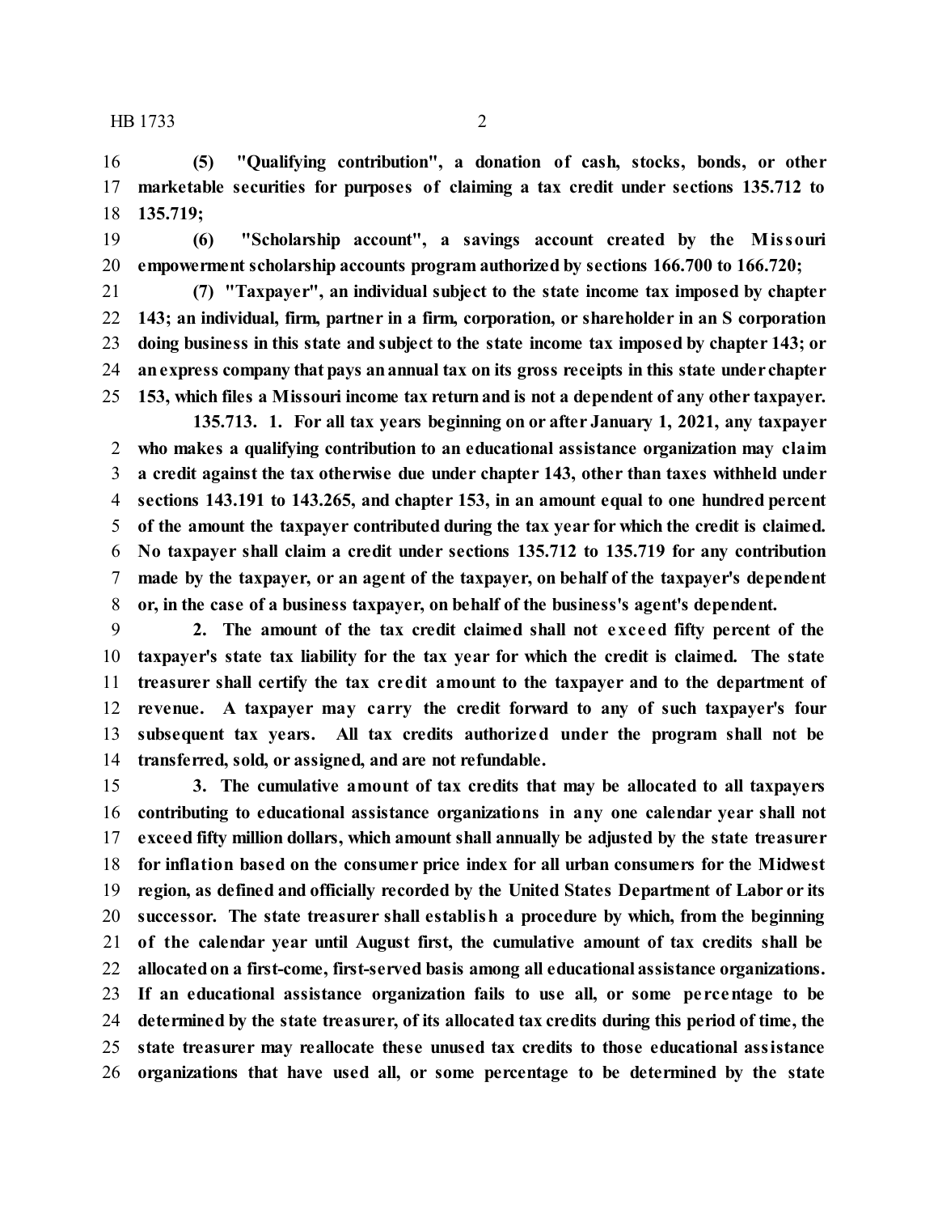**(5) "Qualifying contribution", a donation of cash, stocks, bonds, or other marketable securities for purposes of claiming a tax credit under sections 135.712 to 135.719;**

**(6) "Scholarship account", a savings account created by the Missouri empowerment scholarship accounts program authorized by sections 166.700 to 166.720;**

**(7) "Taxpayer", an individual subject to the state income tax imposed by chapter 143; an individual, firm, partner in a firm, corporation, or shareholder in an S corporation doing business in this state and subject to the state income tax imposed by chapter 143; or an express company that pays an annual tax on its gross receipts in this state under chapter 153, which files a Missouri income tax return and is not a dependent of any other taxpayer.**

**135.713. 1. For all tax years beginning on or after January 1, 2021, any taxpayer who makes a qualifying contribution to an educational assistance organization may claim a credit against the tax otherwise due under chapter 143, other than taxes withheld under sections 143.191 to 143.265, and chapter 153, in an amount equal to one hundred percent of the amount the taxpayer contributed during the tax year for which the credit is claimed. No taxpayer shall claim a credit under sections 135.712 to 135.719 for any contribution made by the taxpayer, or an agent of the taxpayer, on behalf of the taxpayer's dependent or, in the case of a business taxpayer, on behalf of the business's agent's dependent.**

**2. The amount of the tax credit claimed shall not exceed fifty percent of the taxpayer's state tax liability for the tax year for which the credit is claimed. The state treasurer shall certify the tax credit amount to the taxpayer and to the department of revenue. A taxpayer may carry the credit forward to any of such taxpayer's four subsequent tax years. All tax credits authorized under the program shall not be transferred, sold, or assigned, and are not refundable.**

**3. The cumulative amount of tax credits that may be allocated to all taxpayers contributing to educational assistance organizations in any one calendar year shall not exceed fifty million dollars, which amount shall annually be adjusted by the state treasurer for inflation based on the consumer price index for all urban consumers for the Midwest region, as defined and officially recorded by the United States Department of Labor or its successor. The state treasurer shall establish a procedure by which, from the beginning of the calendar year until August first, the cumulative amount of tax credits shall be allocated on a first-come, first-served basis among all educational assistance organizations. If an educational assistance organization fails to use all, or some percentage to be determined by the state treasurer, of its allocated tax credits during this period of time, the state treasurer may reallocate these unused tax credits to those educational assistance organizations that have used all, or some percentage to be determined by the state**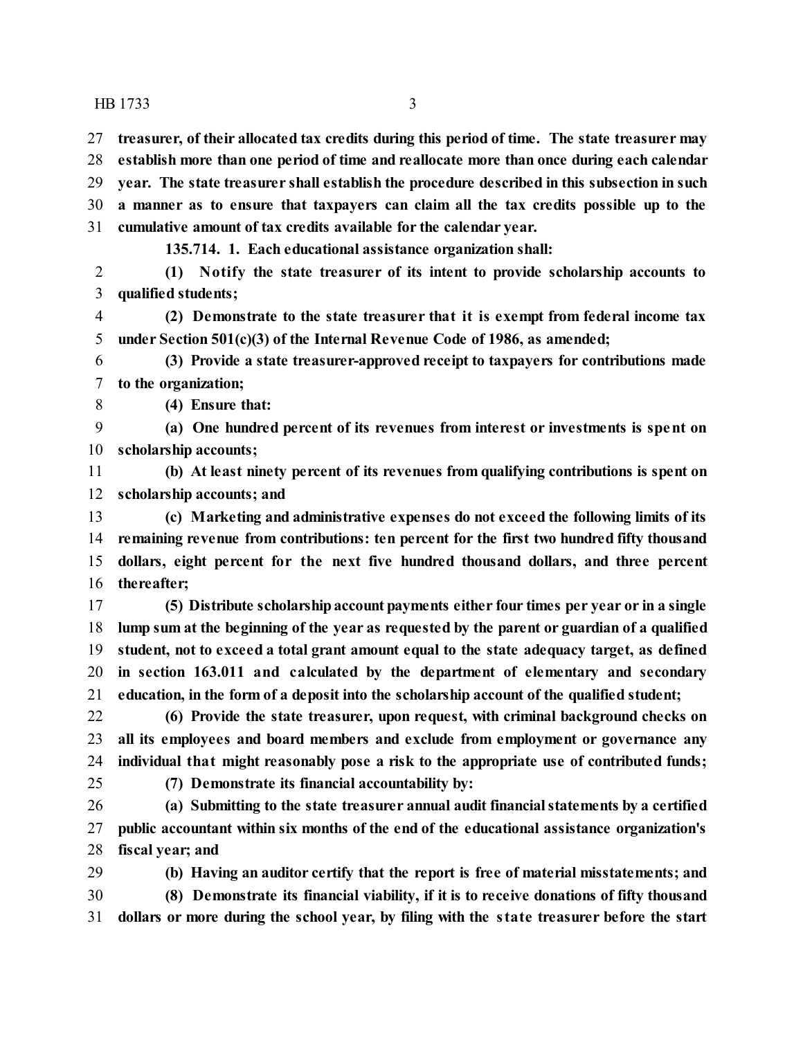**treasurer, of their allocated tax credits during this period of time. The state treasurer may establish more than one period of time and reallocate more than once during each calendar year. The state treasurer shall establish the procedure described in this subsection in such a manner as to ensure that taxpayers can claim all the tax credits possible up to the cumulative amount of tax credits available for the calendar year.**

**135.714. 1. Each educational assistance organization shall:**

**(1) Notify the state treasurer of its intent to provide scholarship accounts to qualified students;**

**(2) Demonstrate to the state treasurer that it is exempt from federal income tax under Section 501(c)(3) of the Internal Revenue Code of 1986, as amended;**

**(3) Provide a state treasurer-approved receipt to taxpayers for contributions made to the organization;**

**(4) Ensure that:**

**(a) One hundred percent of its revenues from interest or investments is spent on scholarship accounts;**

**(b) At least ninety percent of its revenues from qualifying contributions is spent on scholarship accounts; and**

**(c) Marketing and administrative expenses do not exceed the following limits of its remaining revenue from contributions: ten percent for the first two hundred fifty thousand dollars, eight percent for the next five hundred thousand dollars, and three percent thereafter;**

**(5) Distribute scholarship account payments either four times per year or in a single lump sum at the beginning of the year as requested by the parent or guardian of a qualified student, not to exceed a total grant amount equal to the state adequacy target, as defined in section 163.011 and calculated by the department of elementary and secondary education, in the form of a deposit into the scholarship account of the qualified student;**

**(6) Provide the state treasurer, upon request, with criminal background checks on all its employees and board members and exclude from employment or governance any individual that might reasonably pose a risk to the appropriate use of contributed funds;**

**(7) Demonstrate its financial accountability by:**

**(a) Submitting to the state treasurer annual audit financial statements by a certified public accountant within six months of the end of the educational assistance organization's fiscal year; and**

**(b) Having an auditor certify that the report is free of material misstatements; and**

**(8) Demonstrate its financial viability, if it is to receive donations of fifty thousand dollars or more during the school year, by filing with the state treasurer before the start**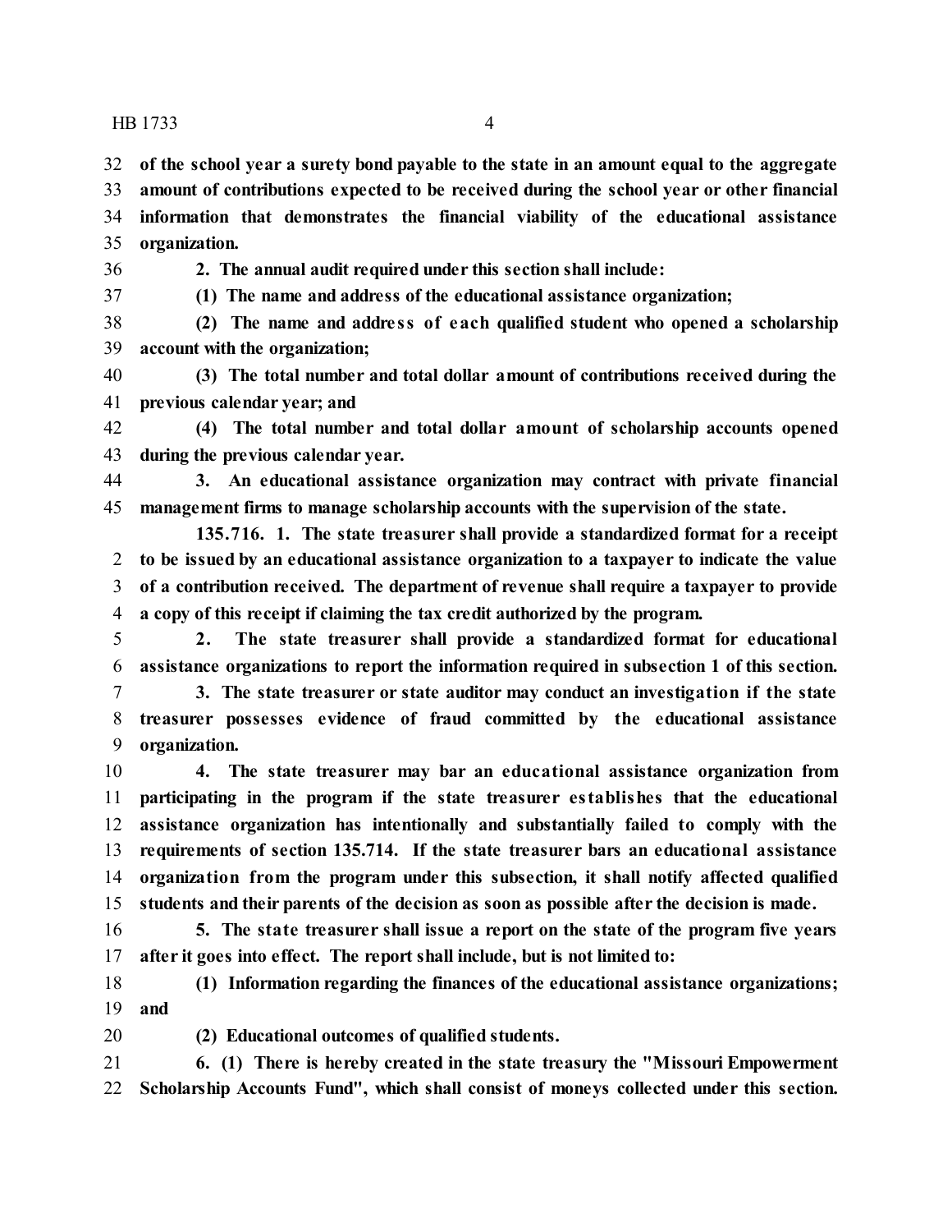**of the school year a surety bond payable to the state in an amount equal to the aggregate amount of contributions expected to be received during the school year or other financial information that demonstrates the financial viability of the educational assistance organization.**

**2. The annual audit required under this section shall include:**

**(1) The name and address of the educational assistance organization;**

**(2) The name and address of each qualified student who opened a scholarship account with the organization;**

**(3) The total number and total dollar amount of contributions received during the previous calendar year; and**

**(4) The total number and total dollar amount of scholarship accounts opened during the previous calendar year.**

**3. An educational assistance organization may contract with private financial management firms to manage scholarship accounts with the supervision of the state.**

**135.716. 1. The state treasurer shall provide a standardized format for a receipt to be issued by an educational assistance organization to a taxpayer to indicate the value of a contribution received. The department of revenue shall require a taxpayer to provide a copy of this receipt if claiming the tax credit authorized by the program.**

**2. The state treasurer shall provide a standardized format for educational assistance organizations to report the information required in subsection 1 of this section.**

**3. The state treasurer or state auditor may conduct an investigation if the state treasurer possesses evidence of fraud committed by the educational assistance organization.**

**4. The state treasurer may bar an educational assistance organization from participating in the program if the state treasurer establishes that the educational assistance organization has intentionally and substantially failed to comply with the requirements of section 135.714. If the state treasurer bars an educational assistance organization from the program under this subsection, it shall notify affected qualified students and their parents of the decision as soon as possible after the decision is made.**

**5. The state treasurer shall issue a report on the state of the program five years after it goes into effect. The report shall include, but is not limited to:**

**(1) Information regarding the finances of the educational assistance organizations; and**

**(2) Educational outcomes of qualified students.**

**6. (1) There is hereby created in the state treasury the "Missouri Empowerment Scholarship Accounts Fund", which shall consist of moneys collected under this section.**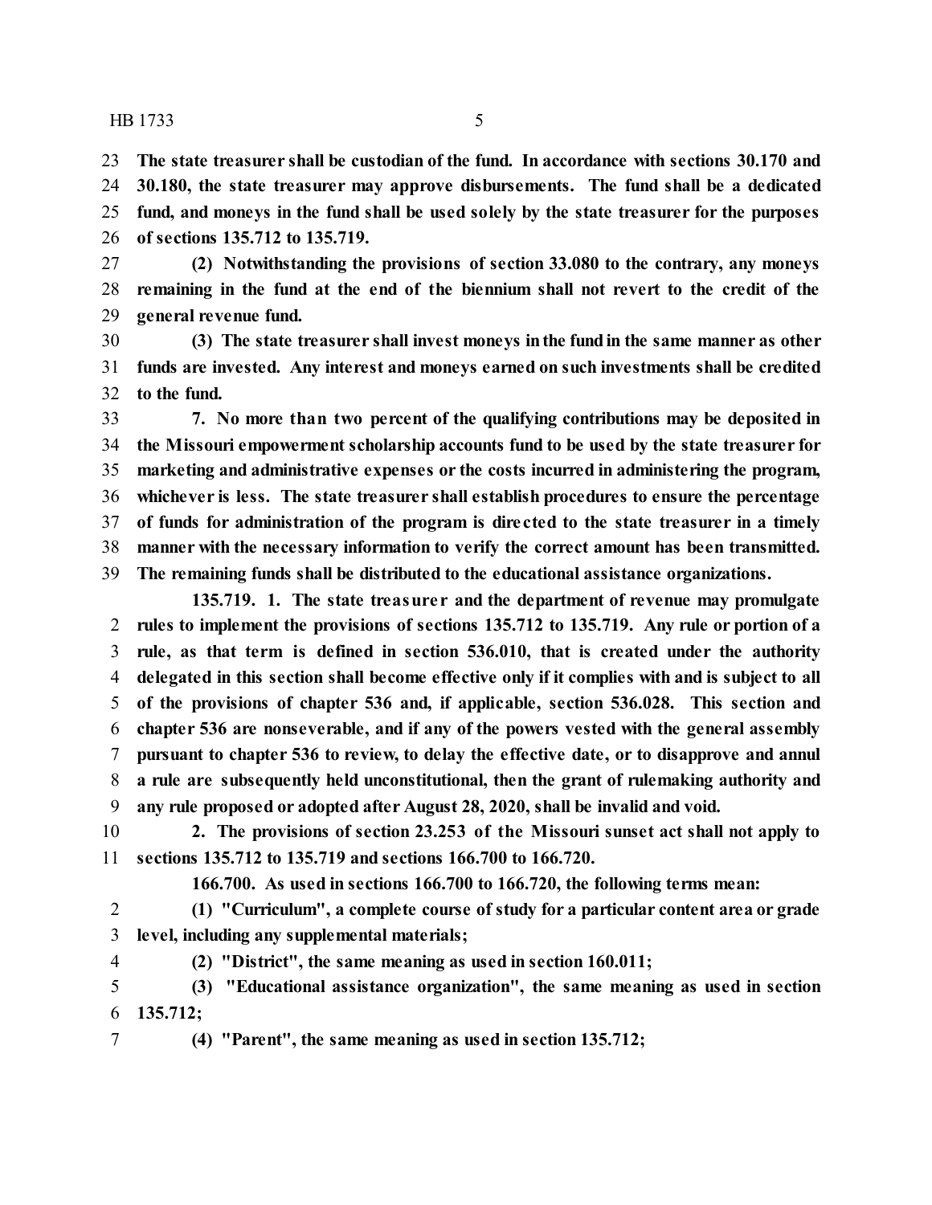**The state treasurer shall be custodian of the fund. In accordance with sections 30.170 and 30.180, the state treasurer may approve disbursements. The fund shall be a dedicated fund, and moneys in the fund shall be used solely by the state treasurer for the purposes of sections 135.712 to 135.719.**

**(2) Notwithstanding the provisions of section 33.080 to the contrary, any moneys remaining in the fund at the end of the biennium shall not revert to the credit of the general revenue fund.**

**(3) The state treasurer shall invest moneys in the fund in the same manner as other funds are invested. Any interest and moneys earned on such investments shall be credited to the fund.**

**7. No more than two percent of the qualifying contributions may be deposited in the Missouri empowerment scholarship accounts fund to be used by the state treasurer for marketing and administrative expenses or the costs incurred in administering the program, whichever is less. The state treasurer shall establish procedures to ensure the percentage of funds for administration of the program is directed to the state treasurer in a timely manner with the necessary information to verify the correct amount has been transmitted. The remaining funds shall be distributed to the educational assistance organizations.**

**135.719. 1. The state treasurer and the department of revenue may promulgate rules to implement the provisions of sections 135.712 to 135.719. Any rule or portion of a rule, as that term is defined in section 536.010, that is created under the authority delegated in this section shall become effective only if it complies with and is subject to all of the provisions of chapter 536 and, if applicable, section 536.028. This section and chapter 536 are nonseverable, and if any of the powers vested with the general assembly pursuant to chapter 536 to review, to delay the effective date, or to disapprove and annul a rule are subsequently held unconstitutional, then the grant of rulemaking authority and any rule proposed or adopted after August 28, 2020, shall be invalid and void.**

**2. The provisions of section 23.253 of the Missouri sunset act shall not apply to sections 135.712 to 135.719 and sections 166.700 to 166.720.**

**166.700. As used in sections 166.700 to 166.720, the following terms mean:**

**(1) "Curriculum", a complete course of study for a particular content area or grade level, including any supplemental materials;**

**(2) "District", the same meaning as used in section 160.011;**

**(3) "Educational assistance organization", the same meaning as used in section 135.712;**

**(4) "Parent", the same meaning as used in section 135.712;**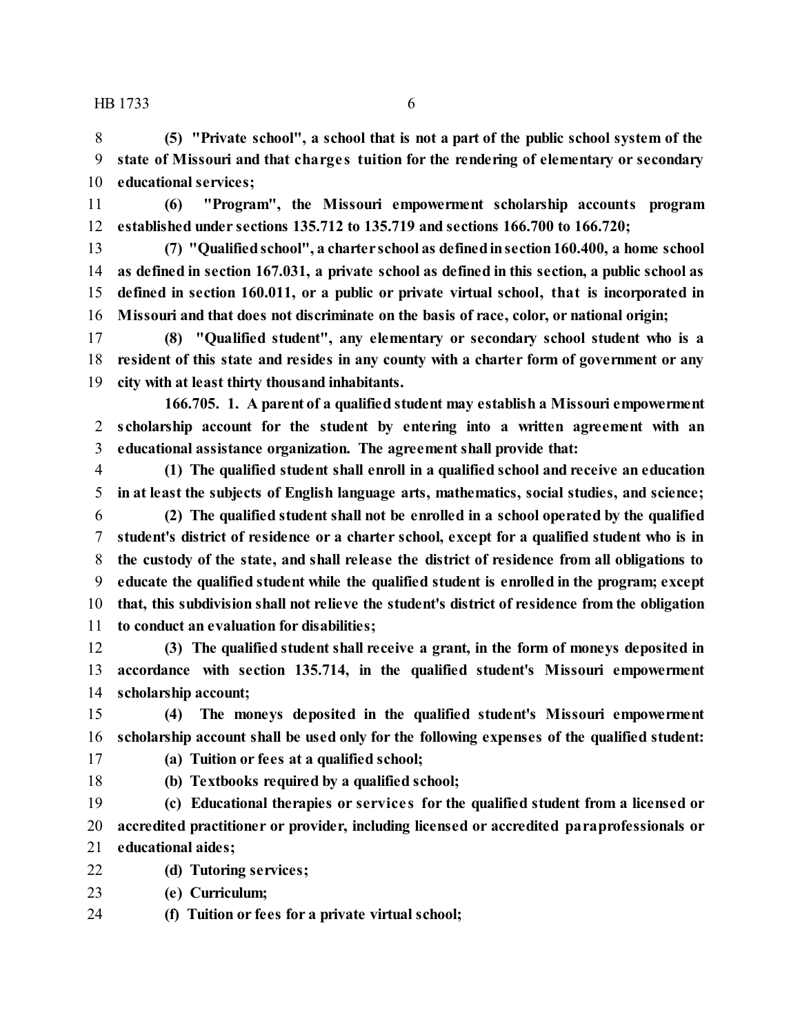**(5) "Private school", a school that is not a part of the public school system of the state of Missouri and that charges tuition for the rendering of elementary or secondary educational services;**

**(6) "Program", the Missouri empowerment scholarship accounts program established under sections 135.712 to 135.719 and sections 166.700 to 166.720;**

**(7) "Qualified school", a charter school as defined in section 160.400, a home school as defined in section 167.031, a private school as defined in this section, a public school as defined in section 160.011, or a public or private virtual school, that is incorporated in Missouri and that does not discriminate on the basis of race, color, or national origin;**

**(8) "Qualified student", any elementary or secondary school student who is a resident of this state and resides in any county with a charter form of government or any city with at least thirty thousand inhabitants.**

**166.705. 1. A parent of a qualified student may establish a Missouri empowerment scholarship account for the student by entering into a written agreement with an educational assistance organization. The agreement shall provide that:**

**(1) The qualified student shall enroll in a qualified school and receive an education in at least the subjects of English language arts, mathematics, social studies, and science;**

**(2) The qualified student shall not be enrolled in a school operated by the qualified student's district of residence or a charter school, except for a qualified student who is in the custody of the state, and shall release the district of residence from all obligations to educate the qualified student while the qualified student is enrolled in the program; except that, this subdivision shall not relieve the student's district of residence from the obligation to conduct an evaluation for disabilities;**

**(3) The qualified student shall receive a grant, in the form of moneys deposited in accordance with section 135.714, in the qualified student's Missouri empowerment scholarship account;**

**(4) The moneys deposited in the qualified student's Missouri empowerment scholarship account shall be used only for the following expenses of the qualified student:**

**(a) Tuition or fees at a qualified school;**

**(b) Textbooks required by a qualified school;**

**(c) Educational therapies or services for the qualified student from a licensed or accredited practitioner or provider, including licensed or accredited paraprofessionals or educational aides;**

**(d) Tutoring services;**

**(e) Curriculum;**

**(f) Tuition or fees for a private virtual school;**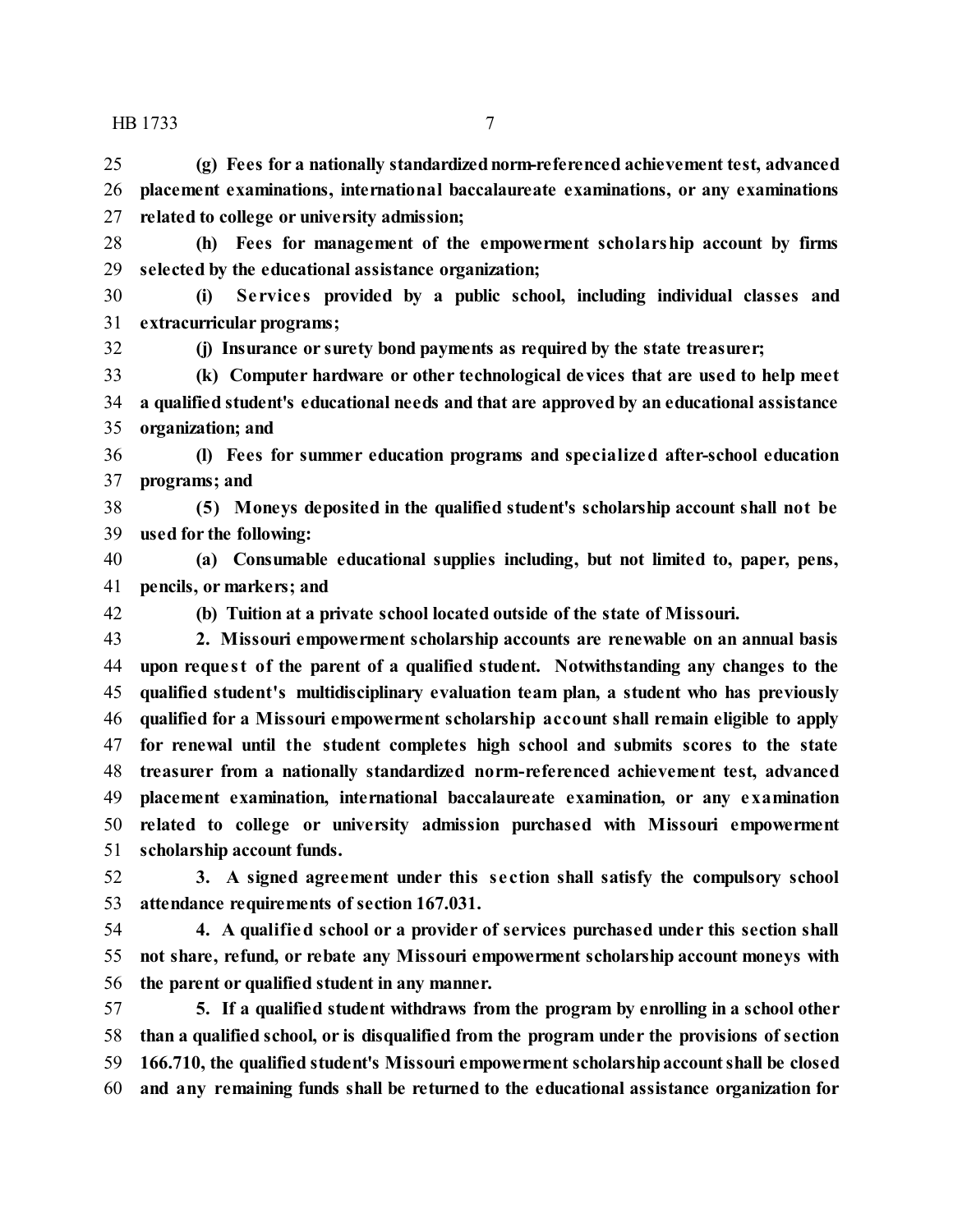**(g) Fees for a nationally standardized norm-referenced achievement test, advanced placement examinations, international baccalaureate examinations, or any examinations related to college or university admission;**

**(h) Fees for management of the empowerment scholarship account by firms selected by the educational assistance organization;**

**(i) Services provided by a public school, including individual classes and extracurricular programs;**

**(j) Insurance or surety bond payments as required by the state treasurer;**

**(k) Computer hardware or other technological devices that are used to help meet a qualified student's educational needs and that are approved by an educational assistance organization; and**

**(l) Fees for summer education programs and specialized after-school education programs; and**

**(5) Moneys deposited in the qualified student's scholarship account shall not be used for the following:**

**(a) Consumable educational supplies including, but not limited to, paper, pens, pencils, or markers; and**

**(b) Tuition at a private school located outside of the state of Missouri.**

**2. Missouri empowerment scholarship accounts are renewable on an annual basis upon request of the parent of a qualified student. Notwithstanding any changes to the qualified student's multidisciplinary evaluation team plan, a student who has previously qualified for a Missouri empowerment scholarship account shall remain eligible to apply for renewal until the student completes high school and submits scores to the state treasurer from a nationally standardized norm-referenced achievement test, advanced placement examination, international baccalaureate examination, or any examination related to college or university admission purchased with Missouri empowerment scholarship account funds.**

**3. A signed agreement under this section shall satisfy the compulsory school attendance requirements of section 167.031.**

**4. A qualified school or a provider of services purchased under this section shall not share, refund, or rebate any Missouri empowerment scholarship account moneys with the parent or qualified student in any manner.**

**5. If a qualified student withdraws from the program by enrolling in a school other than a qualified school, or is disqualified from the program under the provisions of section 166.710, the qualified student's Missouri empowerment scholarship account shall be closed and any remaining funds shall be returned to the educational assistance organization for**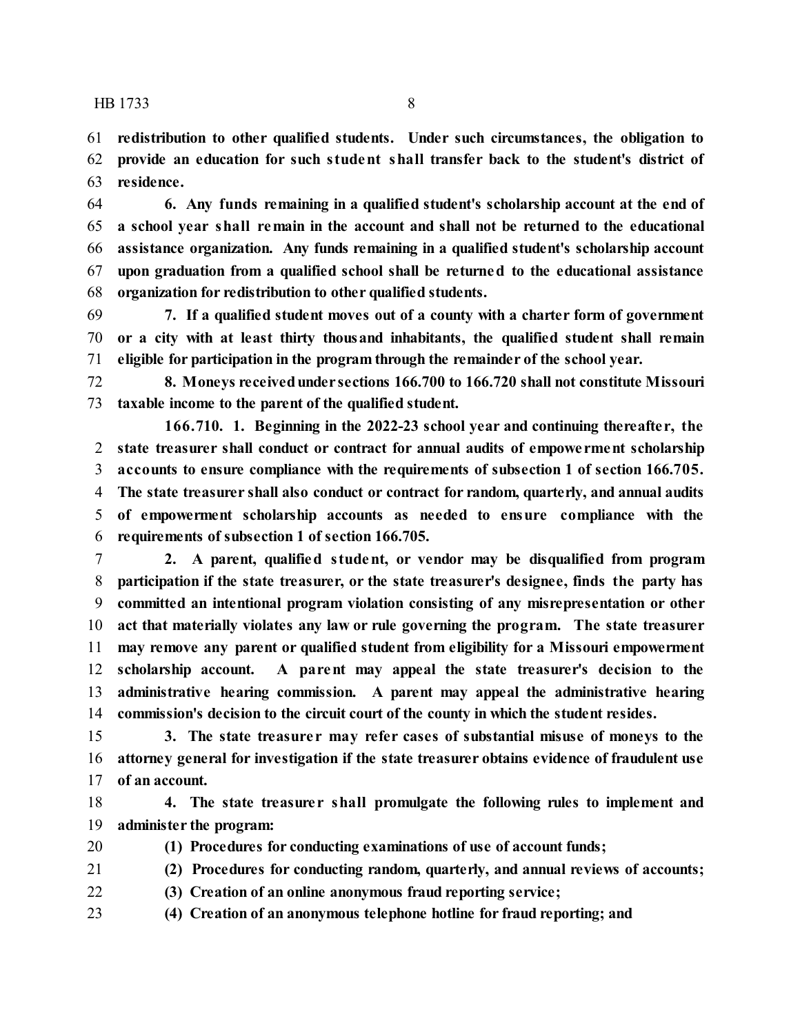**redistribution to other qualified students. Under such circumstances, the obligation to provide an education for such student shall transfer back to the student's district of residence.**

**6. Any funds remaining in a qualified student's scholarship account at the end of a school year shall remain in the account and shall not be returned to the educational assistance organization. Any funds remaining in a qualified student's scholarship account upon graduation from a qualified school shall be returned to the educational assistance organization for redistribution to other qualified students.**

**7. If a qualified student moves out of a county with a charter form of government or a city with at least thirty thousand inhabitants, the qualified student shall remain eligible for participation in the program through the remainder of the school year.**

**8. Moneys received under sections 166.700 to 166.720 shall not constitute Missouri taxable income to the parent of the qualified student.**

**166.710. 1. Beginning in the 2022-23 school year and continuing thereafter, the state treasurer shall conduct or contract for annual audits of empowerment scholarship accounts to ensure compliance with the requirements of subsection 1 of section 166.705. The state treasurer shall also conduct or contract for random, quarterly, and annual audits of empowerment scholarship accounts as needed to ensure compliance with the requirements of subsection 1 of section 166.705.**

**2. A parent, qualified student, or vendor may be disqualified from program participation if the state treasurer, or the state treasurer's designee, finds the party has committed an intentional program violation consisting of any misrepresentation or other act that materially violates any law or rule governing the program. The state treasurer may remove any parent or qualified student from eligibility for a Missouri empowerment scholarship account. A parent may appeal the state treasurer's decision to the administrative hearing commission. A parent may appeal the administrative hearing commission's decision to the circuit court of the county in which the student resides.**

**3. The state treasurer may refer cases of substantial misuse of moneys to the attorney general for investigation if the state treasurer obtains evidence of fraudulent use of an account.**

**4. The state treasurer shall promulgate the following rules to implement and administer the program:**

**(1) Procedures for conducting examinations of use of account funds;**

**(2) Procedures for conducting random, quarterly, and annual reviews of accounts;**

**(3) Creation of an online anonymous fraud reporting service;**

**(4) Creation of an anonymous telephone hotline for fraud reporting; and**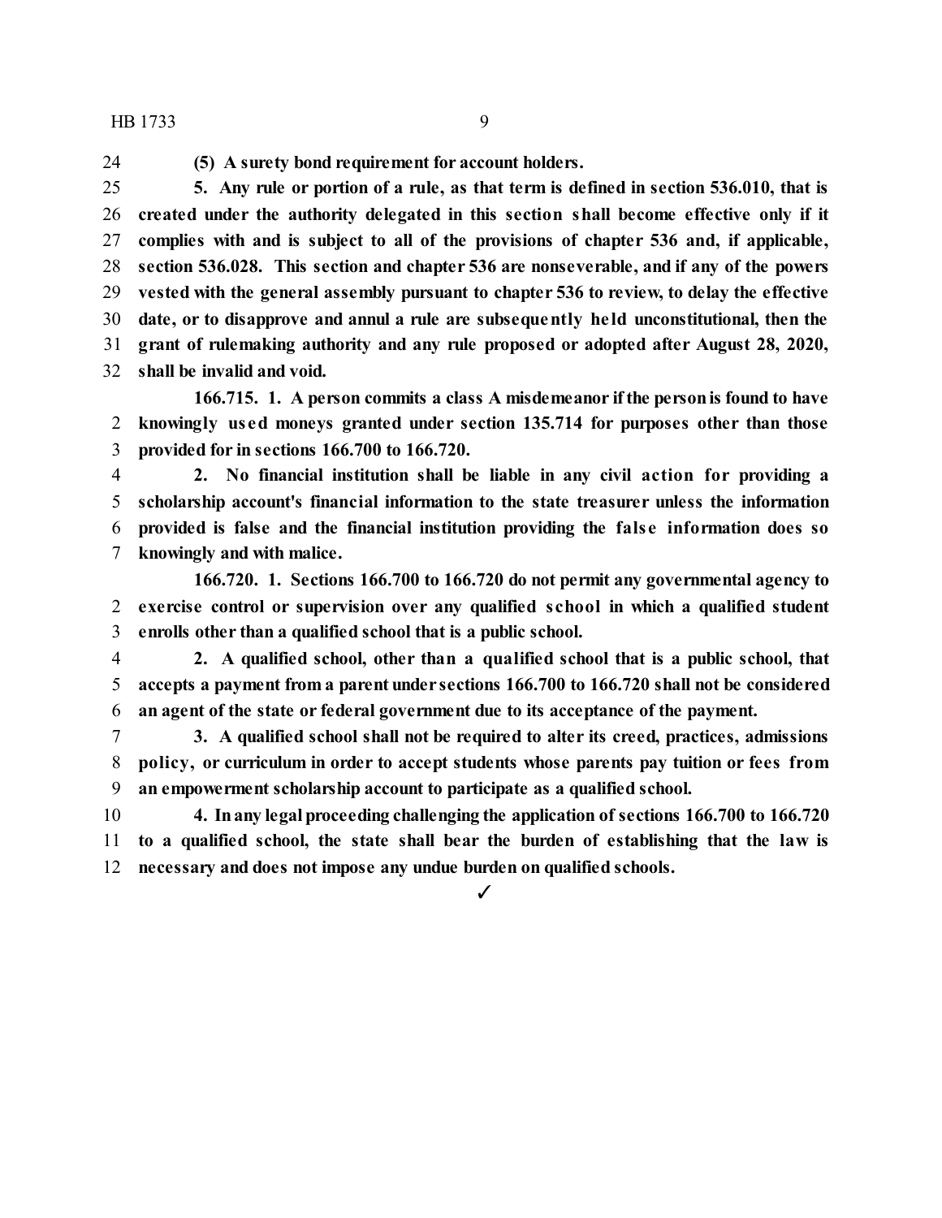**(5) A surety bond requirement for account holders.**

**5. Any rule or portion of a rule, as that term is defined in section 536.010, that is created under the authority delegated in this section shall become effective only if it complies with and is subject to all of the provisions of chapter 536 and, if applicable, section 536.028. This section and chapter 536 are nonseverable, and if any of the powers vested with the general assembly pursuant to chapter 536 to review, to delay the effective date, or to disapprove and annul a rule are subsequently held unconstitutional, then the grant of rulemaking authority and any rule proposed or adopted after August 28, 2020, shall be invalid and void.**

**166.715. 1. A person commits a class A misdemeanor if the person is found to have knowingly used moneys granted under section 135.714 for purposes other than those provided for in sections 166.700 to 166.720.**

**2. No financial institution shall be liable in any civil action for providing a scholarship account's financial information to the state treasurer unless the information provided is false and the financial institution providing the false information does so knowingly and with malice.**

**166.720. 1. Sections 166.700 to 166.720 do not permit any governmental agency to exercise control or supervision over any qualified school in which a qualified student enrolls other than a qualified school that is a public school.**

**2. A qualified school, other than a qualified school that is a public school, that accepts a payment from a parent under sections 166.700 to 166.720 shall not be considered an agent of the state or federal government due to its acceptance of the payment.**

**3. A qualified school shall not be required to alter its creed, practices, admissions policy, or curriculum in order to accept students whose parents pay tuition or fees from an empowerment scholarship account to participate as a qualified school.**

**4. In any legal proceeding challenging the application of sections 166.700 to 166.720 to a qualified school, the state shall bear the burden of establishing that the law is necessary and does not impose any undue burden on qualified schools.**

✓